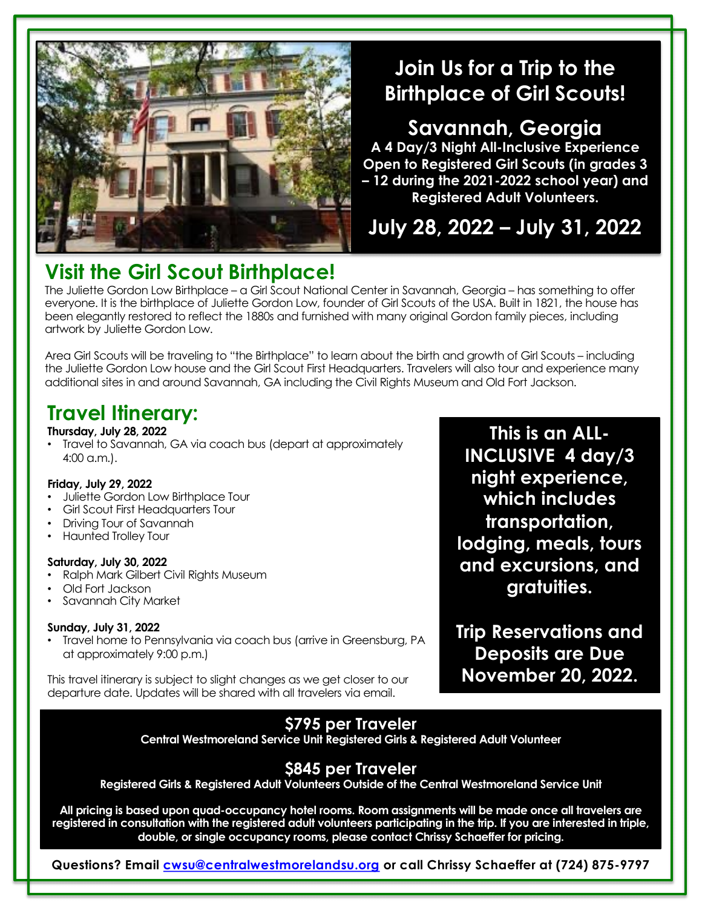# Join Us for a Trip to the Birthplace of Girl Scouts!

## Savannah, Georgia

**A 4 Day/3 Night All-Inclusive Experience Open to Registered Girl Scouts (in grades 3 – 12 during the 2021-2022 school year) and Registered Adult Volunteers.**

## July 28, 2022 – July 31, 2022

## Visit the Girl Scout Birthplace!

The Juliette Gordon Low Birthplace – a Girl Scout National Center in Savannah, Georgia – has something to offer everyone. It is the birthplace of Juliette Gordon Low, founder of Girl Scouts of the USA. Built in 1821, the house has been elegantly restored to reflect the 1880s and furnished with many original Gordon family pieces, including artwork by Juliette Gordon Low.

Area Girl Scouts will be traveling to "the Birthplace" to learn about the birth and growth of Girl Scouts – including the Juliette Gordon Low house and the Girl Scout First Headquarters. Travelers will also tour and experience many additional sites in and around Savannah, GA including the Civil Rights Museum and Old Fort Jackson.

## Travel Itinerary:

**Thursday, July 28, 2022**

- Travel to Savannah, GA via coach bus (depart at approximately 4:00 a.m.).

**Friday, July 29, 2022**

- Juliette Gordon Low Birthplace Tour
- Girl Scout First Headquarters Tour
- Driving Tour of Savannah
- Haunted Trolley Tour

**Saturday, July 30, 2022**

- Ralph Mark Gilbert Civil Rights Museum
- Old Fort Jackson
- Savannah City Market

**Sunday, July 31, 2022**

- Travel home to Pennsylvania via coach bus (arrive in Greensburg, PA at approximately 9:00 p.m.)

This travel itinerary is subject to slight changes as we get closer to our departure date. Updates will be shared with all travelers via email.

**This is an ALL-INCLUSIVE 4 day/3 night experience, which includes transportation, lodging, meals, tours and excursions, and gratuities.**

**Trip Reservations and Deposits are Due November 20, 2022.**

### $795 per Traveler

**Central Westmoreland Service Unit Registered Girls & Registered Adult Volunteer**

### $845 per Traveler

**Registered Girls & Registered Adult Volunteers Outside of the Central Westmoreland Service Unit**

**All pricing is based upon quad-occupancy hotel rooms. Room assignments will be made once all travelers are registered in consultation with the registered adult volunteers participating in the trip. If you are interested in triple, double, or single occupancy rooms, please contact Chrissy Schaeffer for pricing.**

**Questions? Email cwsu@centralwestmorelandsu.org or call Chrissy Schaeffer at (724) 875-9797**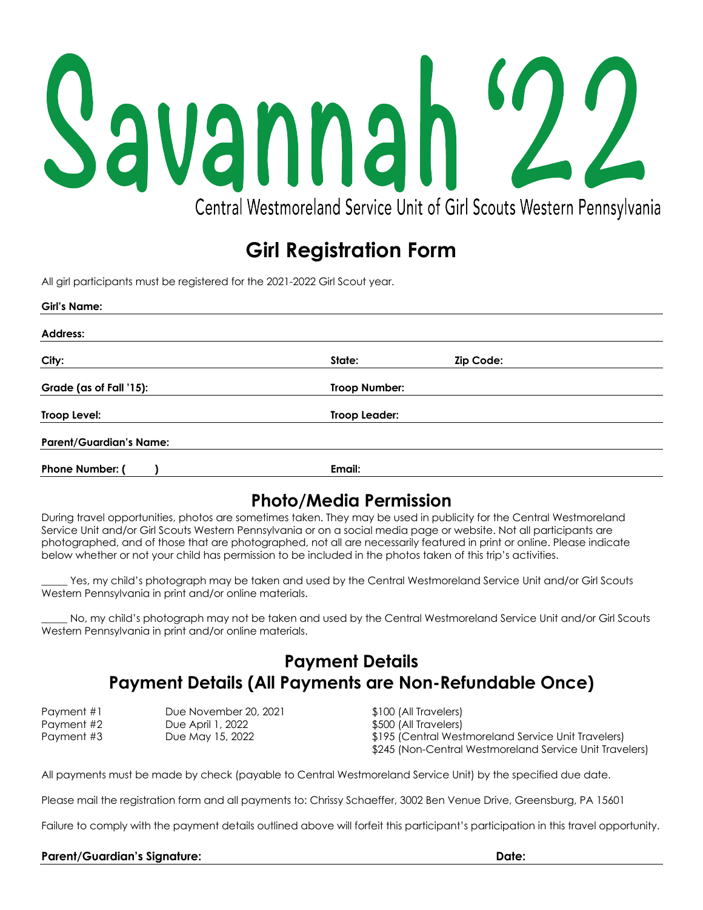# Savannah '22

Central Westmoreland Service Unit of Girl Scouts Western Pennsylvania

## Girl Registration Form

All girl participants must be registered for the 2021-2022 Girl Scout year.

**Girl's Name:** ______________________________

**Address:** ______________________________

**City:** ______________ **State:** ______ **Zip Code:** ______

**Grade (as of Fall '15):** ______________ **Troop Number:** ______________

**Troop Level:** ______________ **Troop Leader:** ______________

**Parent/Guardian's Name:** ______________________________

**Phone Number: (      )** ______________ **Email:** ______________

## Photo/Media Permission

During travel opportunities, photos are sometimes taken. They may be used in publicity for the Central Westmoreland Service Unit and/or Girl Scouts Western Pennsylvania or on a social media page or website. Not all participants are photographed, and of those that are photographed, not all are necessarily featured in print or online. Please indicate below whether or not your child has permission to be included in the photos taken of this trip's activities.

_____ Yes, my child's photograph may be taken and used by the Central Westmoreland Service Unit and/or Girl Scouts Western Pennsylvania in print and/or online materials.

_____ No, my child's photograph may not be taken and used by the Central Westmoreland Service Unit and/or Girl Scouts Western Pennsylvania in print and/or online materials.

## Payment Details

## Payment Details (All Payments are Non-Refundable Once)

| | | |
|---|---|---|
| Payment #1 | Due November 20, 2021 | $100 (All Travelers) |
| Payment #2 | Due April 1, 2022 | $500 (All Travelers) |
| Payment #3 | Due May 15, 2022 | $195 (Central Westmoreland Service Unit Travelers)<br>$245 (Non-Central Westmoreland Service Unit Travelers) |

All payments must be made by check (payable to Central Westmoreland Service Unit) by the specified due date.

Please mail the registration form and all payments to: Chrissy Schaeffer, 3002 Ben Venue Drive, Greensburg, PA 15601

Failure to comply with the payment details outlined above will forfeit this participant's participation in this travel opportunity.

**Parent/Guardian's Signature:** ______________________________ **Date:** ______________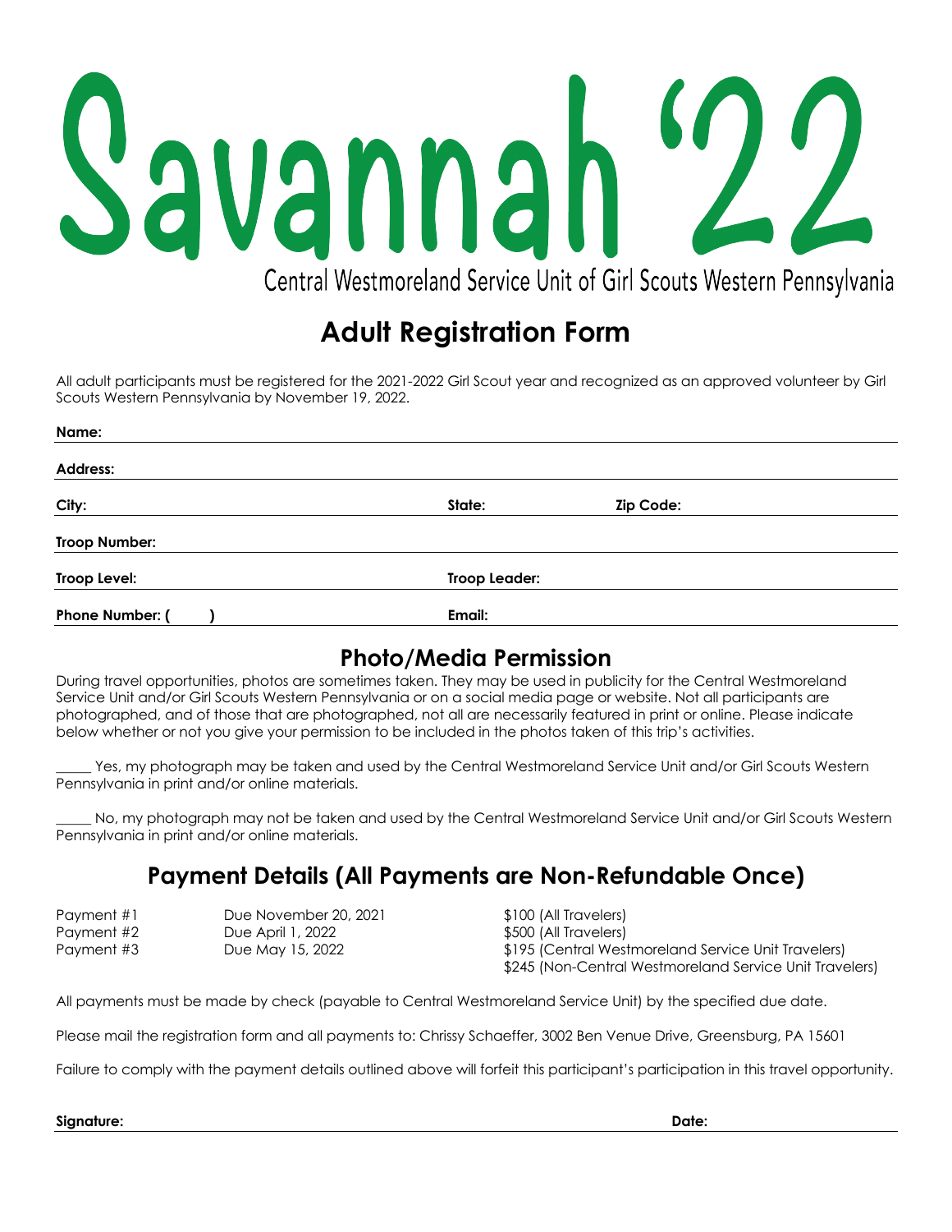# Savannah '22

Central Westmoreland Service Unit of Girl Scouts Western Pennsylvania

## Adult Registration Form

All adult participants must be registered for the 2021-2022 Girl Scout year and recognized as an approved volunteer by Girl Scouts Western Pennsylvania by November 19, 2022.

**Name:**

**Address:**

**City:** **State:** **Zip Code:**

**Troop Number:**

**Troop Level:** **Troop Leader:**

**Phone Number: (        )** **Email:**

## Photo/Media Permission

During travel opportunities, photos are sometimes taken. They may be used in publicity for the Central Westmoreland Service Unit and/or Girl Scouts Western Pennsylvania or on a social media page or website. Not all participants are photographed, and of those that are photographed, not all are necessarily featured in print or online. Please indicate below whether or not you give your permission to be included in the photos taken of this trip's activities.

_____ Yes, my photograph may be taken and used by the Central Westmoreland Service Unit and/or Girl Scouts Western Pennsylvania in print and/or online materials.

_____ No, my photograph may not be taken and used by the Central Westmoreland Service Unit and/or Girl Scouts Western Pennsylvania in print and/or online materials.

## Payment Details (All Payments are Non-Refundable Once)

| | | |
|---|---|---|
| Payment #1 | Due November 20, 2021 | $100 (All Travelers) |
| Payment #2 | Due April 1, 2022 | $500 (All Travelers) |
| Payment #3 | Due May 15, 2022 | $195 (Central Westmoreland Service Unit Travelers)<br>$245 (Non-Central Westmoreland Service Unit Travelers) |

All payments must be made by check (payable to Central Westmoreland Service Unit) by the specified due date.

Please mail the registration form and all payments to: Chrissy Schaeffer, 3002 Ben Venue Drive, Greensburg, PA 15601

Failure to comply with the payment details outlined above will forfeit this participant's participation in this travel opportunity.

**Signature:** **Date:**